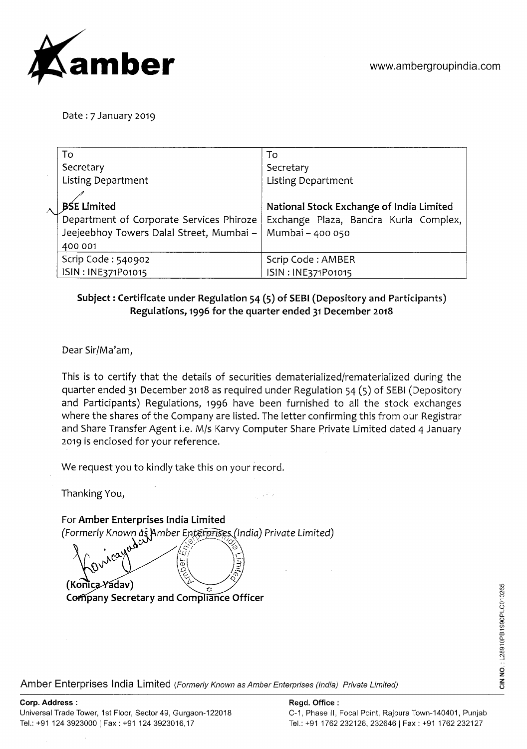**amber** www.ambergroupindia.com

Date : 7 January 2019

| To | To |
|---|---|
| Secretary<br>Listing Department<br><br>**BSE Limited**<br>Department of Corporate Services Phiroze Jeejeebhoy Towers Dalal Street, Mumbai – 400 001 | Secretary<br>Listing Department<br><br>**National Stock Exchange of India Limited**<br>Exchange Plaza, Bandra Kurla Complex, Mumbai – 400 050 |
| Scrip Code : 540902<br>ISIN : INE371P01015 | Scrip Code : AMBER<br>ISIN : INE371P01015 |

**Subject : Certificate under Regulation 54 (5) of SEBI (Depository and Participants) Regulations, 1996 for the quarter ended 31 December 2018**

Dear Sir/Ma'am,

This is to certify that the details of securities dematerialized/rematerialized during the quarter ended 31 December 2018 as required under Regulation 54 (5) of SEBI (Depository and Participants) Regulations, 1996 have been furnished to all the stock exchanges where the shares of the Company are listed. The letter confirming this from our Registrar and Share Transfer Agent i.e. M/s Karvy Computer Share Private Limited dated 4 January 2019 is enclosed for your reference.

We request you to kindly take this on your record.

Thanking You,

For **Amber Enterprises India Limited**
*(Formerly Known as Amber Enterprises (India) Private Limited)*

**(Konica Yadav)**
**Company Secretary and Compliance Officer**

Amber Enterprises India Limited *(Formerly Known as Amber Enterprises (India) Private Limited)*

**CIN NO.** : L28910PB1990PLC010265

**Corp. Address :**
Universal Trade Tower, 1st Floor, Sector 49, Gurgaon-122018
Tel.: +91 124 3923000 | Fax : +91 124 3923016,17

**Regd. Office :**
C-1, Phase II, Focal Point, Rajpura Town-140401, Punjab
Tel.: +91 1762 232126, 232646 | Fax : +91 1762 232127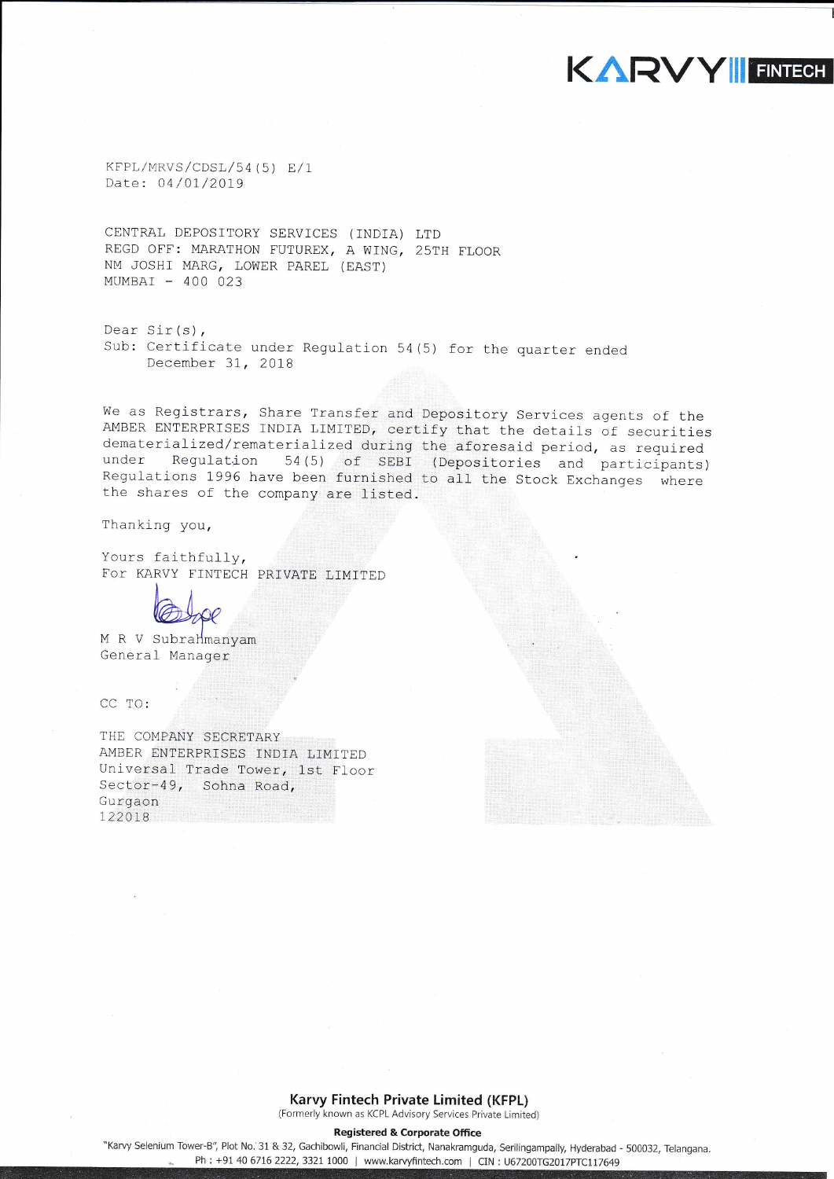KARVY FINTECH

KFPL/MRVS/CDSL/54(5) E/1
Date: 04/01/2019

CENTRAL DEPOSITORY SERVICES (INDIA) LTD
REGD OFF: MARATHON FUTUREX, A WING, 25TH FLOOR
NM JOSHI MARG, LOWER PAREL (EAST)
MUMBAI - 400 023

Dear Sir(s),
Sub: Certificate under Regulation 54(5) for the quarter ended December 31, 2018

We as Registrars, Share Transfer and Depository Services agents of the AMBER ENTERPRISES INDIA LIMITED, certify that the details of securities dematerialized/rematerialized during the aforesaid period, as required under Regulation 54(5) of SEBI (Depositories and participants) Regulations 1996 have been furnished to all the Stock Exchanges where the shares of the company are listed.

Thanking you,

Yours faithfully,
For KARVY FINTECH PRIVATE LIMITED

M R V Subrahmanyam
General Manager

CC TO:

THE COMPANY SECRETARY
AMBER ENTERPRISES INDIA LIMITED
Universal Trade Tower, 1st Floor
Sector-49, Sohna Road,
Gurgaon
122018

**Karvy Fintech Private Limited (KFPL)**
(Formerly known as KCPL Advisory Services Private Limited)

**Registered & Corporate Office**
"Karvy Selenium Tower-B", Plot No. 31 & 32, Gachibowli, Financial District, Nanakramguda, Serilingampally, Hyderabad - 500032, Telangana.
Ph : +91 40 6716 2222, 3321 1000 | www.karvyfintech.com | CIN : U67200TG2017PTC117649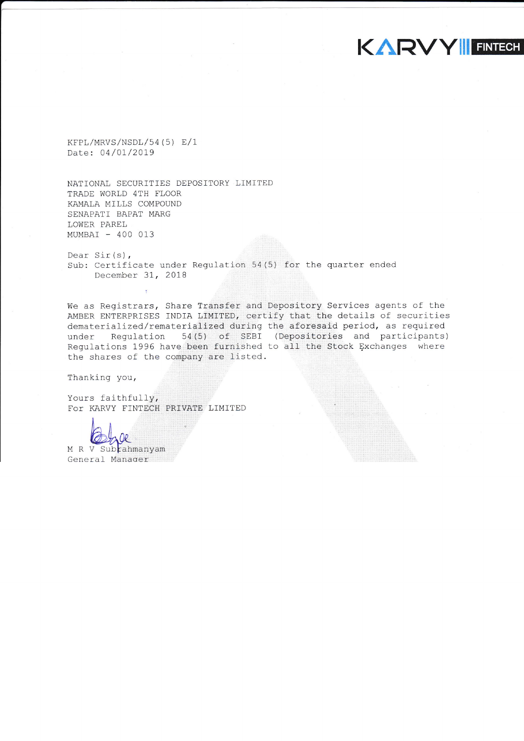KARVY FINTECH

KFPL/MRVS/NSDL/54(5) E/1
Date: 04/01/2019

NATIONAL SECURITIES DEPOSITORY LIMITED
TRADE WORLD 4TH FLOOR
KAMALA MILLS COMPOUND
SENAPATI BAPAT MARG
LOWER PAREL
MUMBAI - 400 013

Dear Sir(s),
Sub: Certificate under Regulation 54(5) for the quarter ended December 31, 2018

We as Registrars, Share Transfer and Depository Services agents of the AMBER ENTERPRISES INDIA LIMITED, certify that the details of securities dematerialized/rematerialized during the aforesaid period, as required under Regulation 54(5) of SEBI (Depositories and participants) Regulations 1996 have been furnished to all the Stock Exchanges where the shares of the company are listed.

Thanking you,

Yours faithfully,
For KARVY FINTECH PRIVATE LIMITED

M R V Subrahmanyam
General Manager